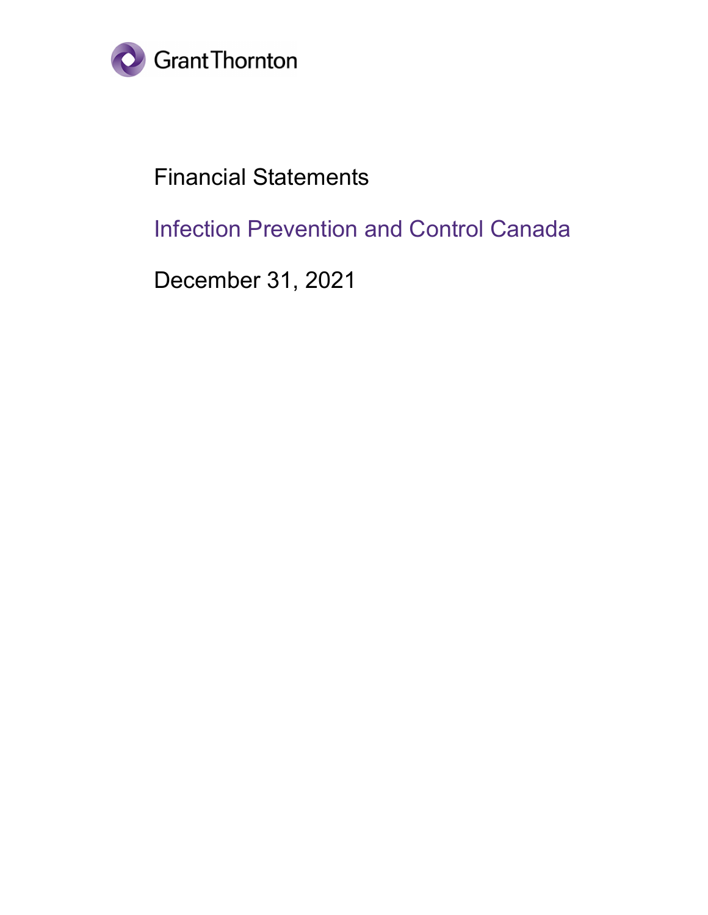Grant Thornton

# Financial Statements

## Infection Prevention and Control Canada

December 31, 2021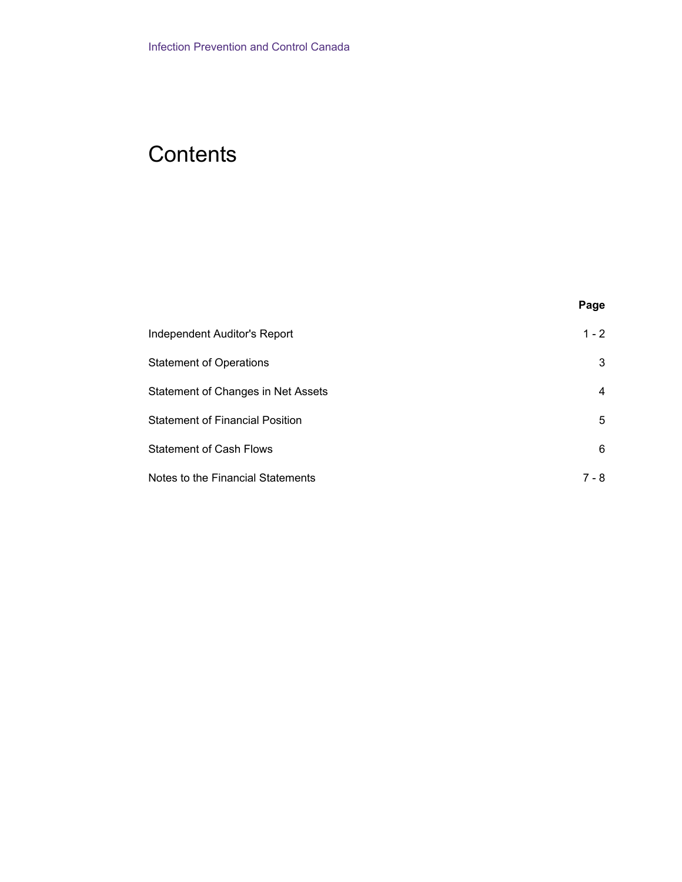Infection Prevention and Control Canada

# Contents

| | Page |
|---|---|
| Independent Auditor's Report | 1 - 2 |
| Statement of Operations | 3 |
| Statement of Changes in Net Assets | 4 |
| Statement of Financial Position | 5 |
| Statement of Cash Flows | 6 |
| Notes to the Financial Statements | 7 - 8 |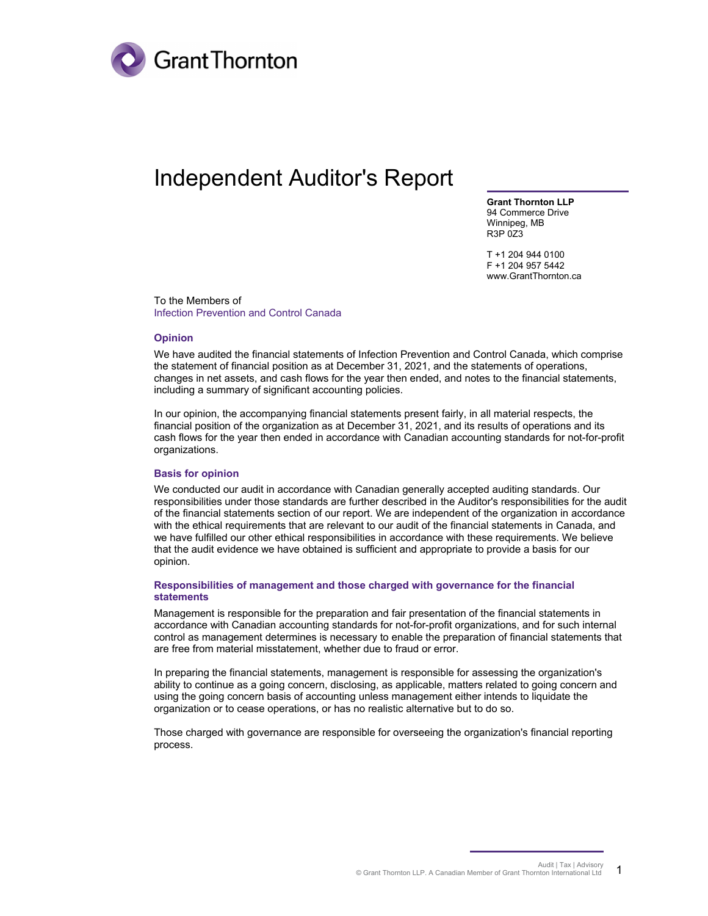# Independent Auditor's Report

**Grant Thornton LLP**
94 Commerce Drive
Winnipeg, MB
R3P 0Z3

T +1 204 944 0100
F +1 204 957 5442
www.GrantThornton.ca

To the Members of
Infection Prevention and Control Canada

### Opinion

We have audited the financial statements of Infection Prevention and Control Canada, which comprise the statement of financial position as at December 31, 2021, and the statements of operations, changes in net assets, and cash flows for the year then ended, and notes to the financial statements, including a summary of significant accounting policies.

In our opinion, the accompanying financial statements present fairly, in all material respects, the financial position of the organization as at December 31, 2021, and its results of operations and its cash flows for the year then ended in accordance with Canadian accounting standards for not-for-profit organizations.

### Basis for opinion

We conducted our audit in accordance with Canadian generally accepted auditing standards. Our responsibilities under those standards are further described in the Auditor's responsibilities for the audit of the financial statements section of our report. We are independent of the organization in accordance with the ethical requirements that are relevant to our audit of the financial statements in Canada, and we have fulfilled our other ethical responsibilities in accordance with these requirements. We believe that the audit evidence we have obtained is sufficient and appropriate to provide a basis for our opinion.

### Responsibilities of management and those charged with governance for the financial statements

Management is responsible for the preparation and fair presentation of the financial statements in accordance with Canadian accounting standards for not-for-profit organizations, and for such internal control as management determines is necessary to enable the preparation of financial statements that are free from material misstatement, whether due to fraud or error.

In preparing the financial statements, management is responsible for assessing the organization's ability to continue as a going concern, disclosing, as applicable, matters related to going concern and using the going concern basis of accounting unless management either intends to liquidate the organization or to cease operations, or has no realistic alternative but to do so.

Those charged with governance are responsible for overseeing the organization's financial reporting process.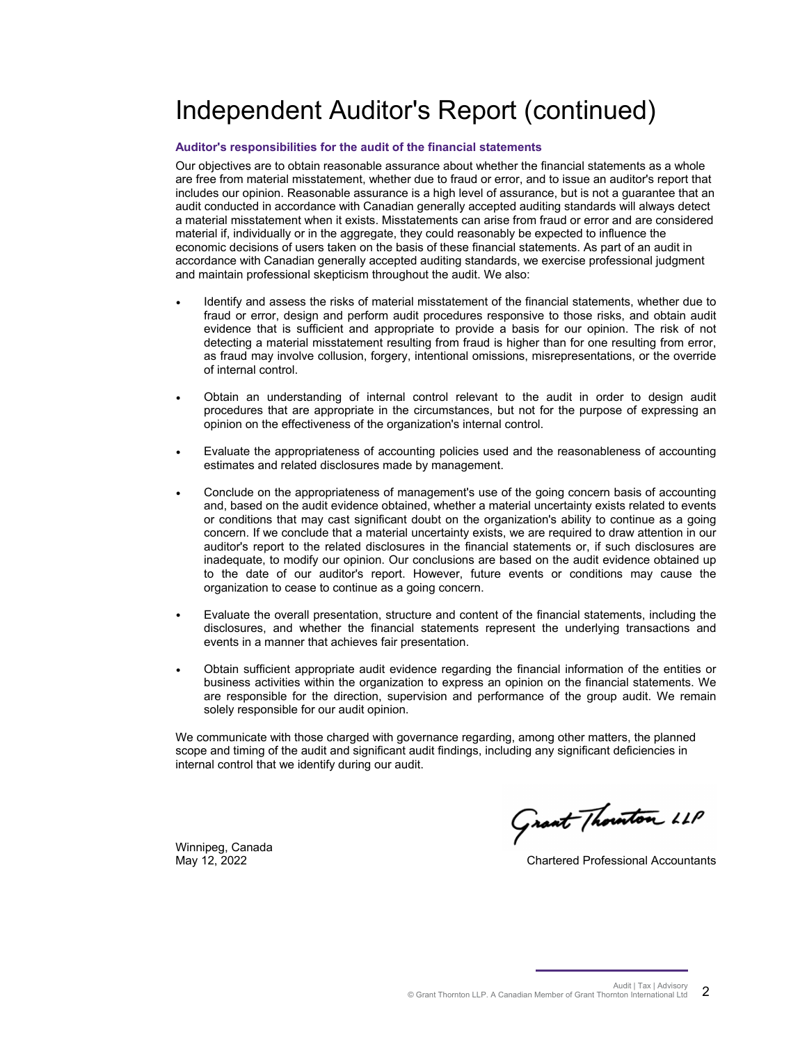# Independent Auditor's Report (continued)

**Auditor's responsibilities for the audit of the financial statements**

Our objectives are to obtain reasonable assurance about whether the financial statements as a whole are free from material misstatement, whether due to fraud or error, and to issue an auditor's report that includes our opinion. Reasonable assurance is a high level of assurance, but is not a guarantee that an audit conducted in accordance with Canadian generally accepted auditing standards will always detect a material misstatement when it exists. Misstatements can arise from fraud or error and are considered material if, individually or in the aggregate, they could reasonably be expected to influence the economic decisions of users taken on the basis of these financial statements. As part of an audit in accordance with Canadian generally accepted auditing standards, we exercise professional judgment and maintain professional skepticism throughout the audit. We also:

- Identify and assess the risks of material misstatement of the financial statements, whether due to fraud or error, design and perform audit procedures responsive to those risks, and obtain audit evidence that is sufficient and appropriate to provide a basis for our opinion. The risk of not detecting a material misstatement resulting from fraud is higher than for one resulting from error, as fraud may involve collusion, forgery, intentional omissions, misrepresentations, or the override of internal control.

- Obtain an understanding of internal control relevant to the audit in order to design audit procedures that are appropriate in the circumstances, but not for the purpose of expressing an opinion on the effectiveness of the organization's internal control.

- Evaluate the appropriateness of accounting policies used and the reasonableness of accounting estimates and related disclosures made by management.

- Conclude on the appropriateness of management's use of the going concern basis of accounting and, based on the audit evidence obtained, whether a material uncertainty exists related to events or conditions that may cast significant doubt on the organization's ability to continue as a going concern. If we conclude that a material uncertainty exists, we are required to draw attention in our auditor's report to the related disclosures in the financial statements or, if such disclosures are inadequate, to modify our opinion. Our conclusions are based on the audit evidence obtained up to the date of our auditor's report. However, future events or conditions may cause the organization to cease to continue as a going concern.

- Evaluate the overall presentation, structure and content of the financial statements, including the disclosures, and whether the financial statements represent the underlying transactions and events in a manner that achieves fair presentation.

- Obtain sufficient appropriate audit evidence regarding the financial information of the entities or business activities within the organization to express an opinion on the financial statements. We are responsible for the direction, supervision and performance of the group audit. We remain solely responsible for our audit opinion.

We communicate with those charged with governance regarding, among other matters, the planned scope and timing of the audit and significant audit findings, including any significant deficiencies in internal control that we identify during our audit.

Grant Thornton LLP

Winnipeg, Canada
May 12, 2022

Chartered Professional Accountants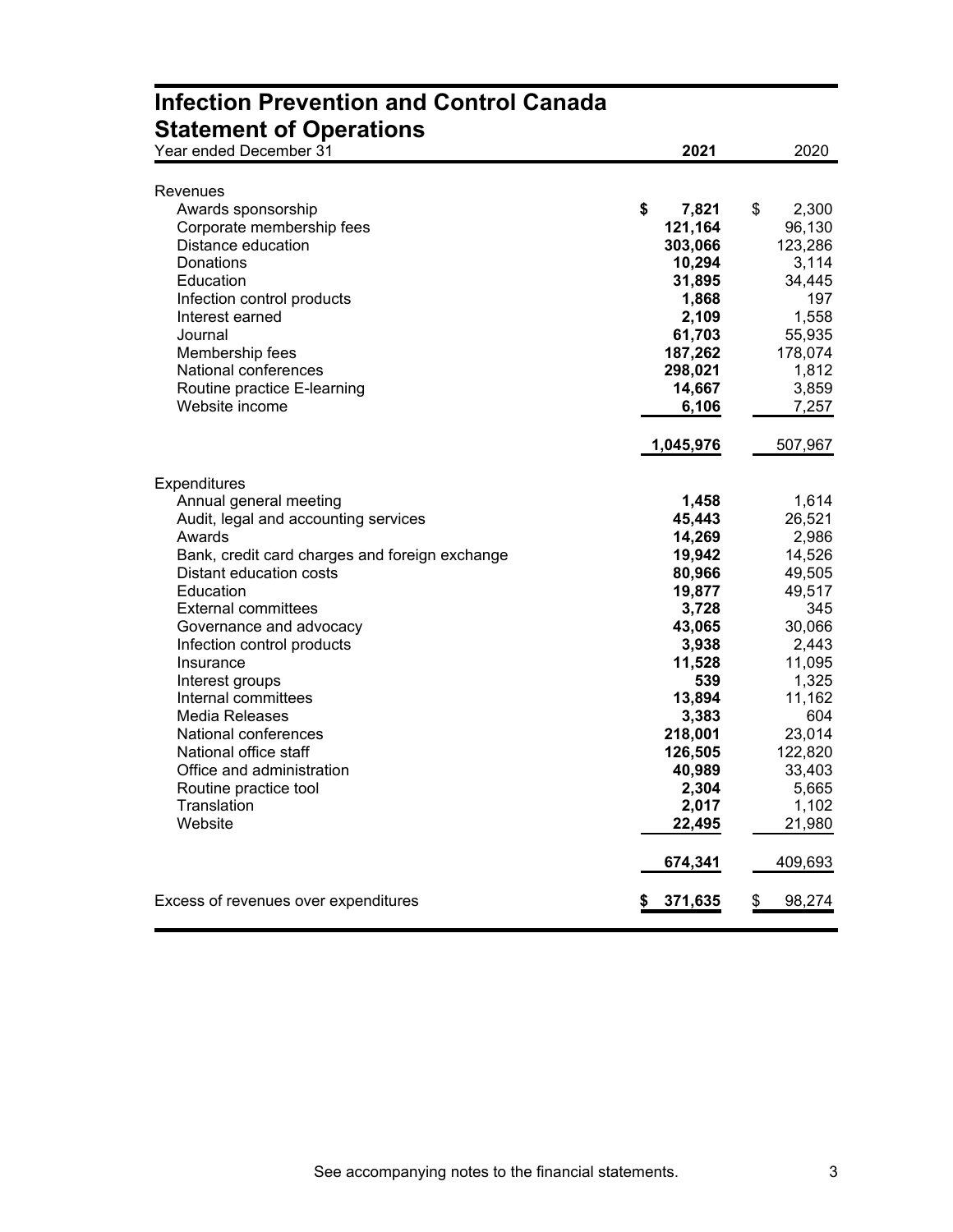# Infection Prevention and Control Canada

## Statement of Operations

| Year ended December 31 | 2021 | 2020 |
|---|---|---|
| **Revenues** | | |
| Awards sponsorship | **$ 7,821** | $ 2,300 |
| Corporate membership fees | **121,164** | 96,130 |
| Distance education | **303,066** | 123,286 |
| Donations | **10,294** | 3,114 |
| Education | **31,895** | 34,445 |
| Infection control products | **1,868** | 197 |
| Interest earned | **2,109** | 1,558 |
| Journal | **61,703** | 55,935 |
| Membership fees | **187,262** | 178,074 |
| National conferences | **298,021** | 1,812 |
| Routine practice E-learning | **14,667** | 3,859 |
| Website income | **6,106** | 7,257 |
| | **1,045,976** | 507,967 |
| **Expenditures** | | |
| Annual general meeting | **1,458** | 1,614 |
| Audit, legal and accounting services | **45,443** | 26,521 |
| Awards | **14,269** | 2,986 |
| Bank, credit card charges and foreign exchange | **19,942** | 14,526 |
| Distant education costs | **80,966** | 49,505 |
| Education | **19,877** | 49,517 |
| External committees | **3,728** | 345 |
| Governance and advocacy | **43,065** | 30,066 |
| Infection control products | **3,938** | 2,443 |
| Insurance | **11,528** | 11,095 |
| Interest groups | **539** | 1,325 |
| Internal committees | **13,894** | 11,162 |
| Media Releases | **3,383** | 604 |
| National conferences | **218,001** | 23,014 |
| National office staff | **126,505** | 122,820 |
| Office and administration | **40,989** | 33,403 |
| Routine practice tool | **2,304** | 5,665 |
| Translation | **2,017** | 1,102 |
| Website | **22,495** | 21,980 |
| | **674,341** | 409,693 |
| Excess of revenues over expenditures | **$ 371,635** | $ 98,274 |

See accompanying notes to the financial statements.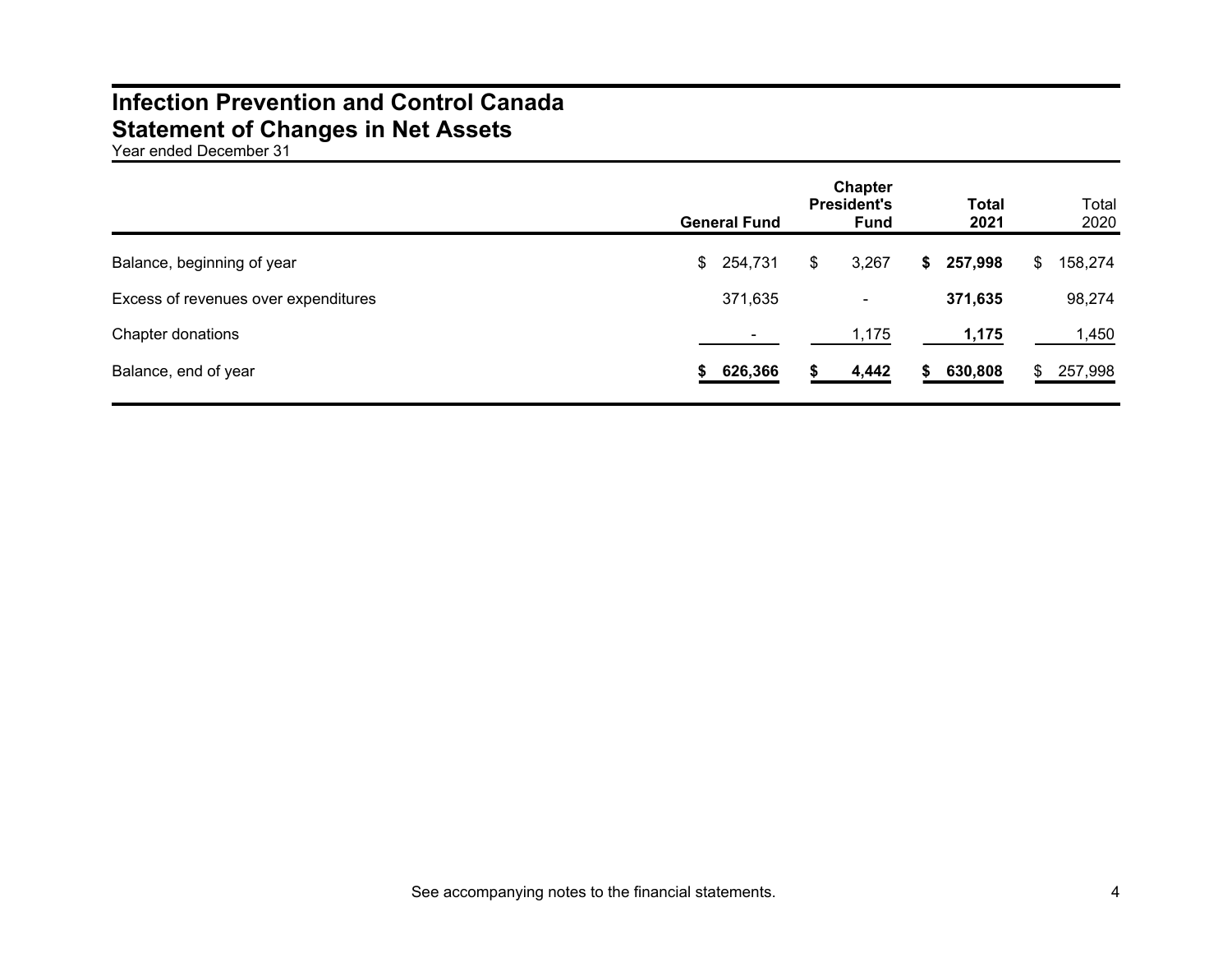# Infection Prevention and Control Canada
# Statement of Changes in Net Assets

Year ended December 31

| | General Fund | Chapter President's Fund | Total 2021 | Total 2020 |
|---|---|---|---|---|
| Balance, beginning of year | $ 254,731 | $ 3,267 | **$ 257,998** | $ 158,274 |
| Excess of revenues over expenditures | 371,635 | - | **371,635** | 98,274 |
| Chapter donations | - | 1,175 | **1,175** | 1,450 |
| Balance, end of year | **$ 626,366** | **$ 4,442** | **$ 630,808** | $ 257,998 |

See accompanying notes to the financial statements.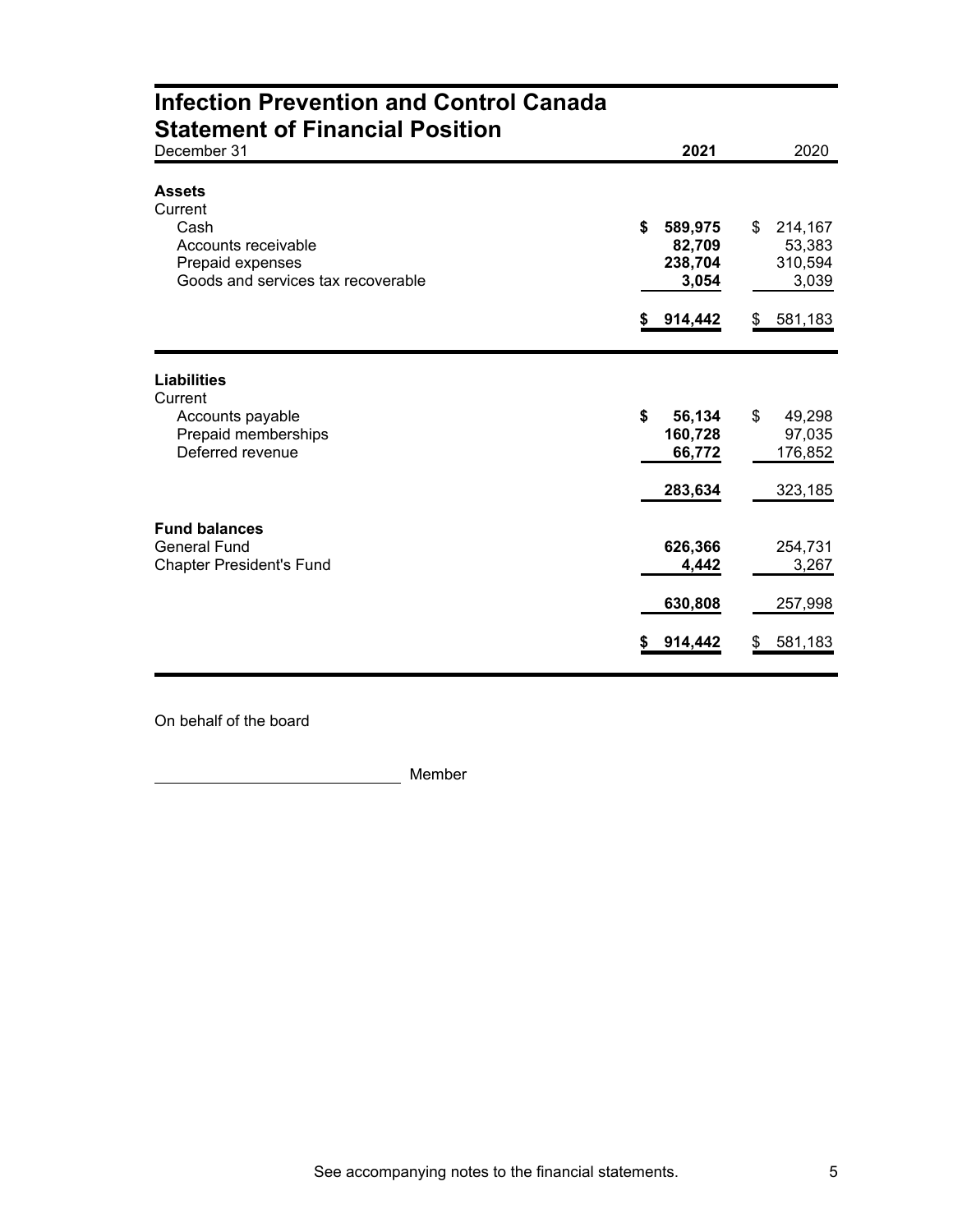# Infection Prevention and Control Canada
## Statement of Financial Position

| December 31 | 2021 | 2020 |
|---|---|---|
| **Assets** | | |
| Current | | |
| Cash | **$ 589,975** | $ 214,167 |
| Accounts receivable | **82,709** | 53,383 |
| Prepaid expenses | **238,704** | 310,594 |
| Goods and services tax recoverable | **3,054** | 3,039 |
| | **$ 914,442** | $ 581,183 |
| **Liabilities** | | |
| Current | | |
| Accounts payable | **$ 56,134** | $ 49,298 |
| Prepaid memberships | **160,728** | 97,035 |
| Deferred revenue | **66,772** | 176,852 |
| | **283,634** | 323,185 |
| **Fund balances** | | |
| General Fund | **626,366** | 254,731 |
| Chapter President's Fund | **4,442** | 3,267 |
| | **630,808** | 257,998 |
| | **$ 914,442** | $ 581,183 |

On behalf of the board

____________________________ Member

See accompanying notes to the financial statements.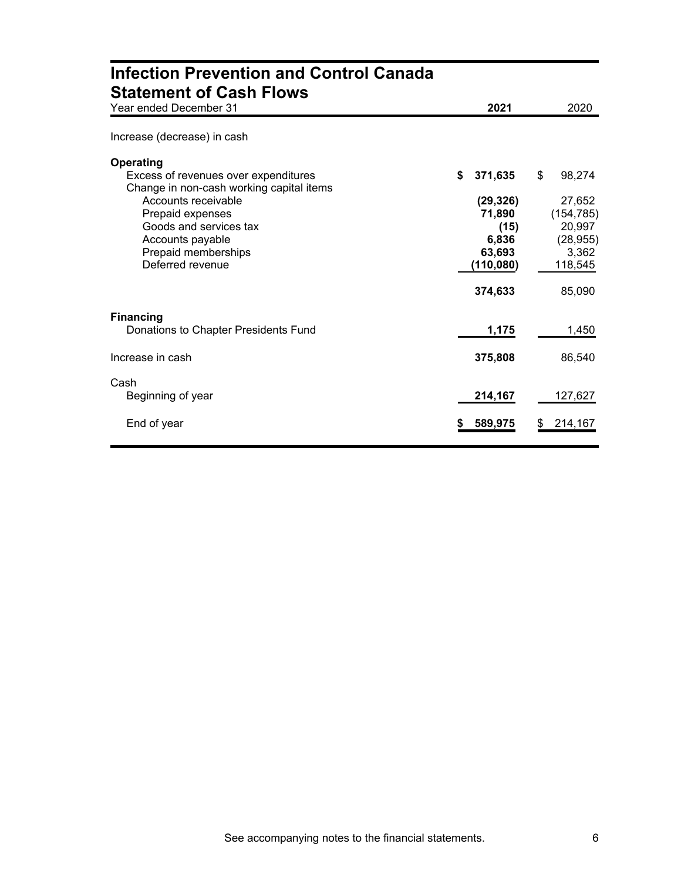# Infection Prevention and Control Canada
## Statement of Cash Flows

| Year ended December 31 | 2021 | 2020 |
|---|---|---|
| Increase (decrease) in cash | | |
| **Operating** | | |
| Excess of revenues over expenditures | **$ 371,635** | $ 98,274 |
| Change in non-cash working capital items | | |
| Accounts receivable | **(29,326)** | 27,652 |
| Prepaid expenses | **71,890** | (154,785) |
| Goods and services tax | **(15)** | 20,997 |
| Accounts payable | **6,836** | (28,955) |
| Prepaid memberships | **63,693** | 3,362 |
| Deferred revenue | **(110,080)** | 118,545 |
| | **374,633** | 85,090 |
| **Financing** | | |
| Donations to Chapter Presidents Fund | **1,175** | 1,450 |
| Increase in cash | **375,808** | 86,540 |
| Cash | | |
| Beginning of year | **214,167** | 127,627 |
| End of year | **$ 589,975** | $ 214,167 |

See accompanying notes to the financial statements.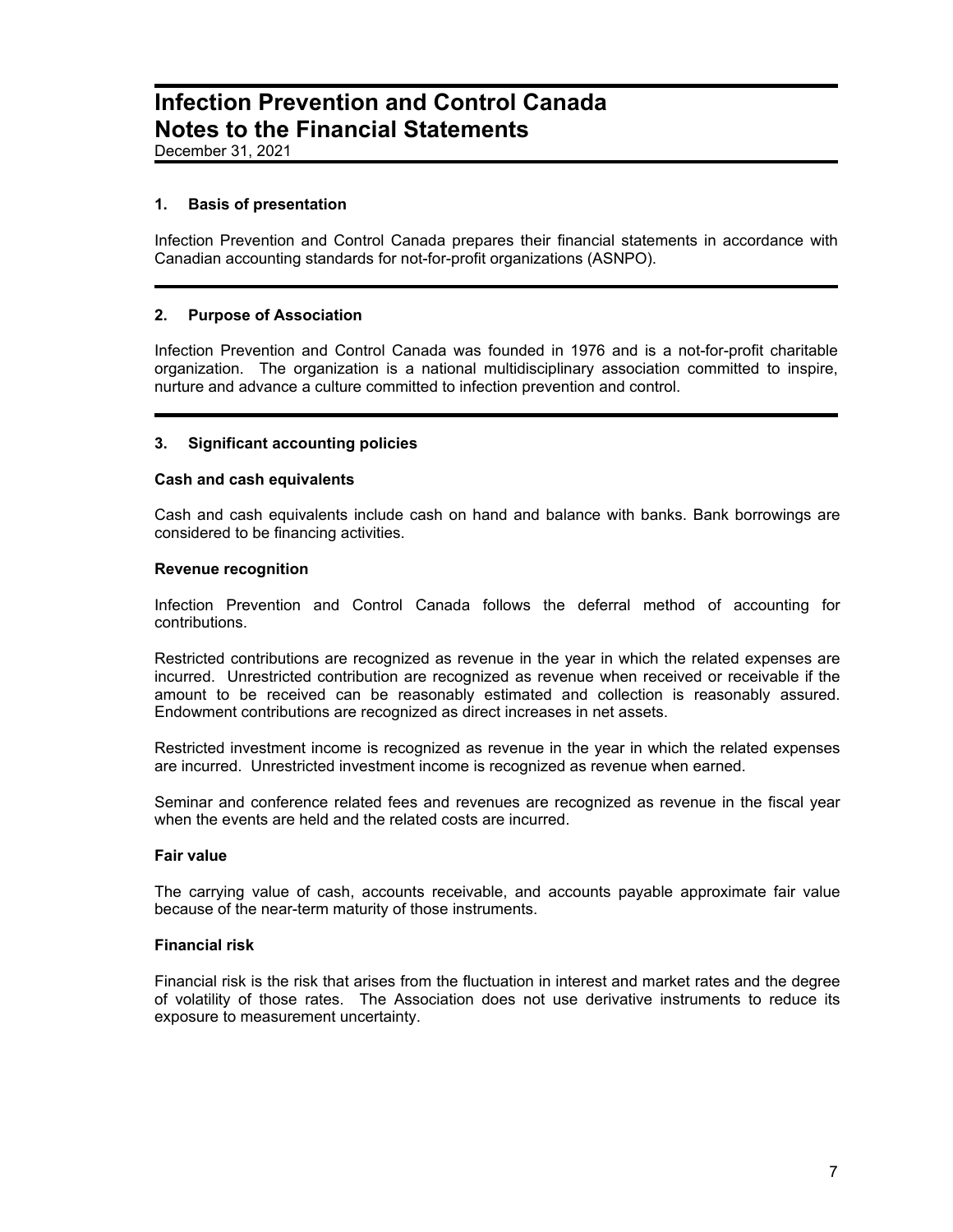# Infection Prevention and Control Canada
# Notes to the Financial Statements

December 31, 2021

## 1. Basis of presentation

Infection Prevention and Control Canada prepares their financial statements in accordance with Canadian accounting standards for not-for-profit organizations (ASNPO).

## 2. Purpose of Association

Infection Prevention and Control Canada was founded in 1976 and is a not-for-profit charitable organization. The organization is a national multidisciplinary association committed to inspire, nurture and advance a culture committed to infection prevention and control.

## 3. Significant accounting policies

### Cash and cash equivalents

Cash and cash equivalents include cash on hand and balance with banks. Bank borrowings are considered to be financing activities.

### Revenue recognition

Infection Prevention and Control Canada follows the deferral method of accounting for contributions.

Restricted contributions are recognized as revenue in the year in which the related expenses are incurred. Unrestricted contribution are recognized as revenue when received or receivable if the amount to be received can be reasonably estimated and collection is reasonably assured. Endowment contributions are recognized as direct increases in net assets.

Restricted investment income is recognized as revenue in the year in which the related expenses are incurred. Unrestricted investment income is recognized as revenue when earned.

Seminar and conference related fees and revenues are recognized as revenue in the fiscal year when the events are held and the related costs are incurred.

### Fair value

The carrying value of cash, accounts receivable, and accounts payable approximate fair value because of the near-term maturity of those instruments.

### Financial risk

Financial risk is the risk that arises from the fluctuation in interest and market rates and the degree of volatility of those rates. The Association does not use derivative instruments to reduce its exposure to measurement uncertainty.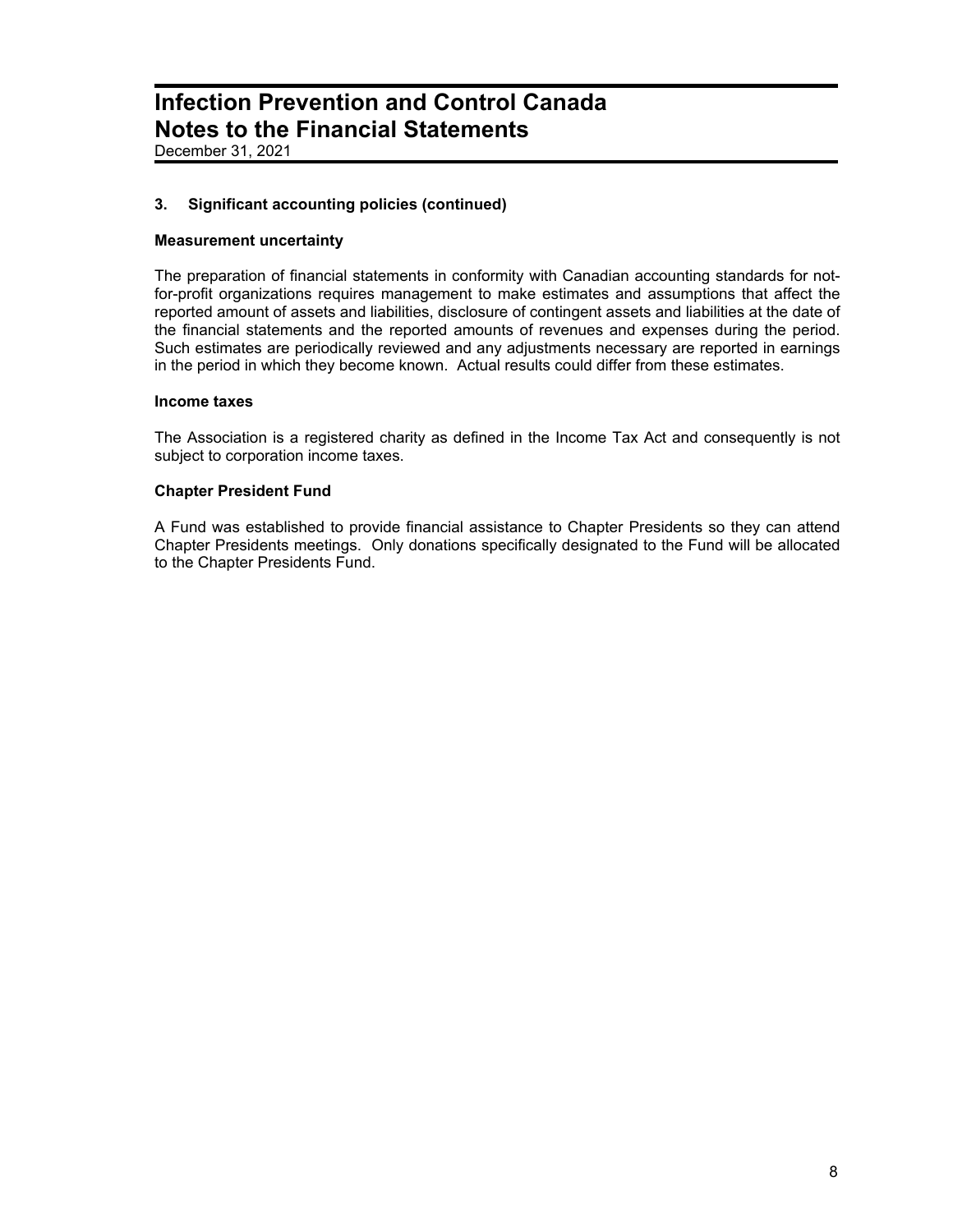# Infection Prevention and Control Canada
# Notes to the Financial Statements

December 31, 2021

### 3. Significant accounting policies (continued)

**Measurement uncertainty**

The preparation of financial statements in conformity with Canadian accounting standards for not-for-profit organizations requires management to make estimates and assumptions that affect the reported amount of assets and liabilities, disclosure of contingent assets and liabilities at the date of the financial statements and the reported amounts of revenues and expenses during the period. Such estimates are periodically reviewed and any adjustments necessary are reported in earnings in the period in which they become known. Actual results could differ from these estimates.

**Income taxes**

The Association is a registered charity as defined in the Income Tax Act and consequently is not subject to corporation income taxes.

**Chapter President Fund**

A Fund was established to provide financial assistance to Chapter Presidents so they can attend Chapter Presidents meetings. Only donations specifically designated to the Fund will be allocated to the Chapter Presidents Fund.